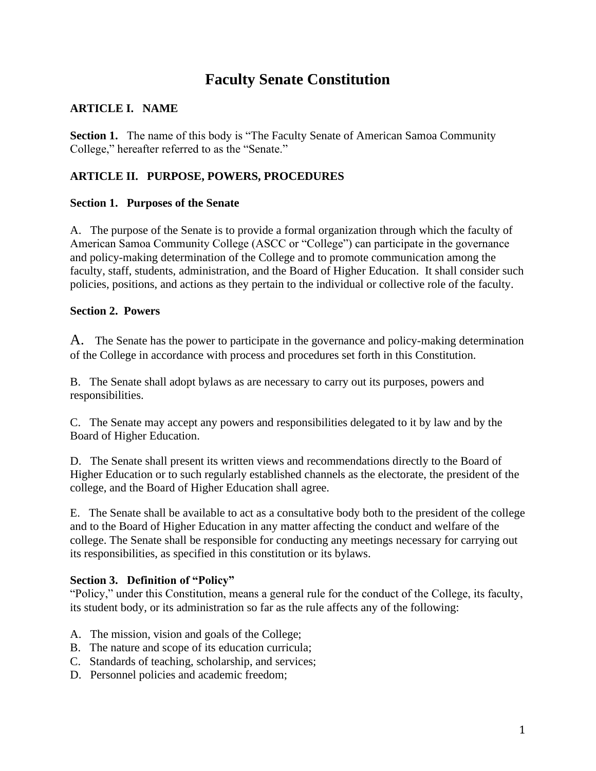# Faculty Senate Constitution

## ARTICLE I. NAME

**Section 1.** The name of this body is "The Faculty Senate of American Samoa Community College," hereafter referred to as the "Senate."

## ARTICLE II. PURPOSE, POWERS, PROCEDURES

### Section 1. Purposes of the Senate

A. The purpose of the Senate is to provide a formal organization through which the faculty of American Samoa Community College (ASCC or "College") can participate in the governance and policy-making determination of the College and to promote communication among the faculty, staff, students, administration, and the Board of Higher Education. It shall consider such policies, positions, and actions as they pertain to the individual or collective role of the faculty.

### Section 2. Powers

A. The Senate has the power to participate in the governance and policy-making determination of the College in accordance with process and procedures set forth in this Constitution.

B. The Senate shall adopt bylaws as are necessary to carry out its purposes, powers and responsibilities.

C. The Senate may accept any powers and responsibilities delegated to it by law and by the Board of Higher Education.

D. The Senate shall present its written views and recommendations directly to the Board of Higher Education or to such regularly established channels as the electorate, the president of the college, and the Board of Higher Education shall agree.

E. The Senate shall be available to act as a consultative body both to the president of the college and to the Board of Higher Education in any matter affecting the conduct and welfare of the college. The Senate shall be responsible for conducting any meetings necessary for carrying out its responsibilities, as specified in this constitution or its bylaws.

### Section 3. Definition of "Policy"

"Policy," under this Constitution, means a general rule for the conduct of the College, its faculty, its student body, or its administration so far as the rule affects any of the following:

A. The mission, vision and goals of the College;
B. The nature and scope of its education curricula;
C. Standards of teaching, scholarship, and services;
D. Personnel policies and academic freedom;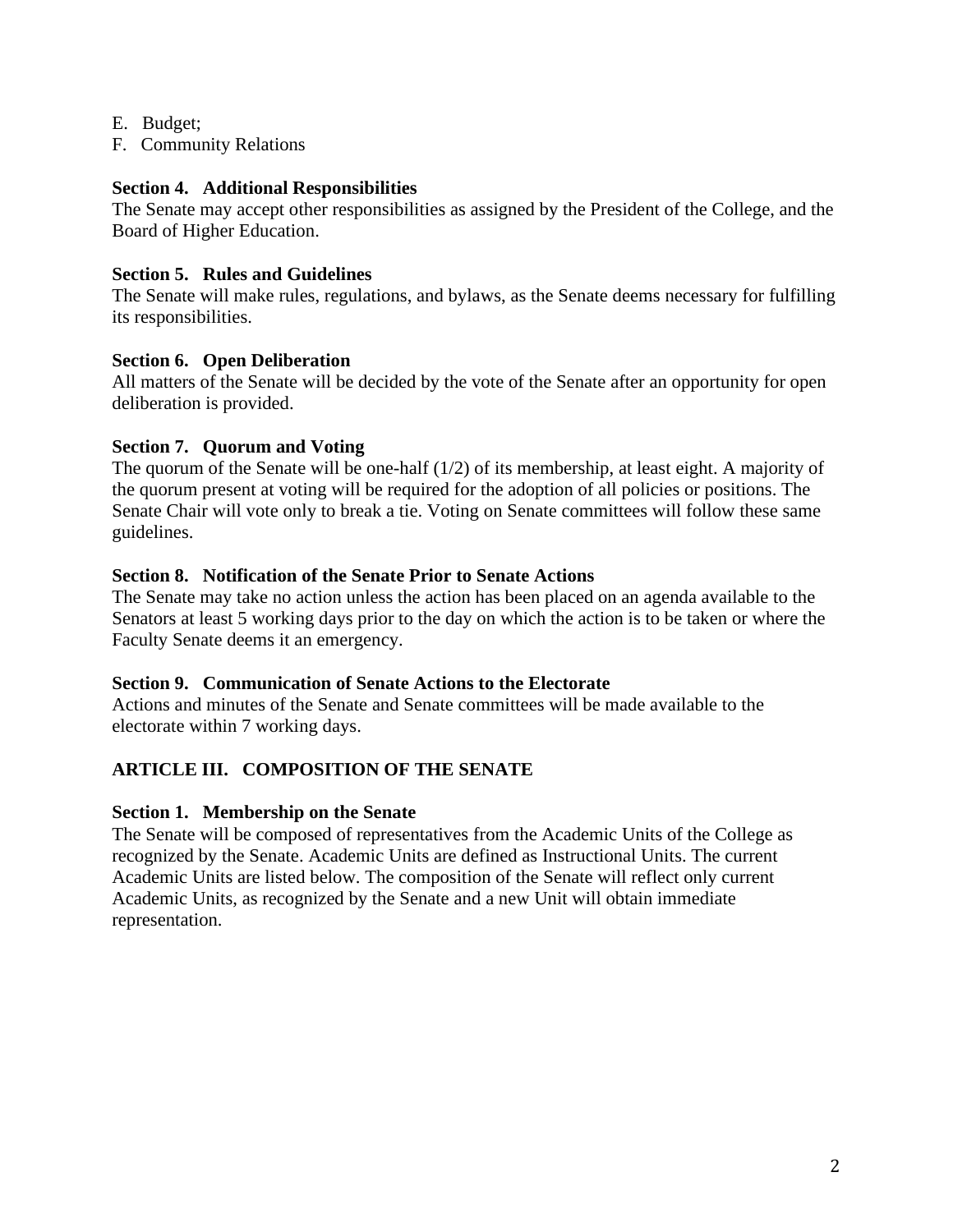E. Budget;
F. Community Relations

**Section 4. Additional Responsibilities**
The Senate may accept other responsibilities as assigned by the President of the College, and the Board of Higher Education.

**Section 5. Rules and Guidelines**
The Senate will make rules, regulations, and bylaws, as the Senate deems necessary for fulfilling its responsibilities.

**Section 6. Open Deliberation**
All matters of the Senate will be decided by the vote of the Senate after an opportunity for open deliberation is provided.

**Section 7. Quorum and Voting**
The quorum of the Senate will be one-half (1/2) of its membership, at least eight. A majority of the quorum present at voting will be required for the adoption of all policies or positions. The Senate Chair will vote only to break a tie. Voting on Senate committees will follow these same guidelines.

**Section 8. Notification of the Senate Prior to Senate Actions**
The Senate may take no action unless the action has been placed on an agenda available to the Senators at least 5 working days prior to the day on which the action is to be taken or where the Faculty Senate deems it an emergency.

**Section 9. Communication of Senate Actions to the Electorate**
Actions and minutes of the Senate and Senate committees will be made available to the electorate within 7 working days.

## ARTICLE III. COMPOSITION OF THE SENATE

**Section 1. Membership on the Senate**
The Senate will be composed of representatives from the Academic Units of the College as recognized by the Senate. Academic Units are defined as Instructional Units. The current Academic Units are listed below. The composition of the Senate will reflect only current Academic Units, as recognized by the Senate and a new Unit will obtain immediate representation.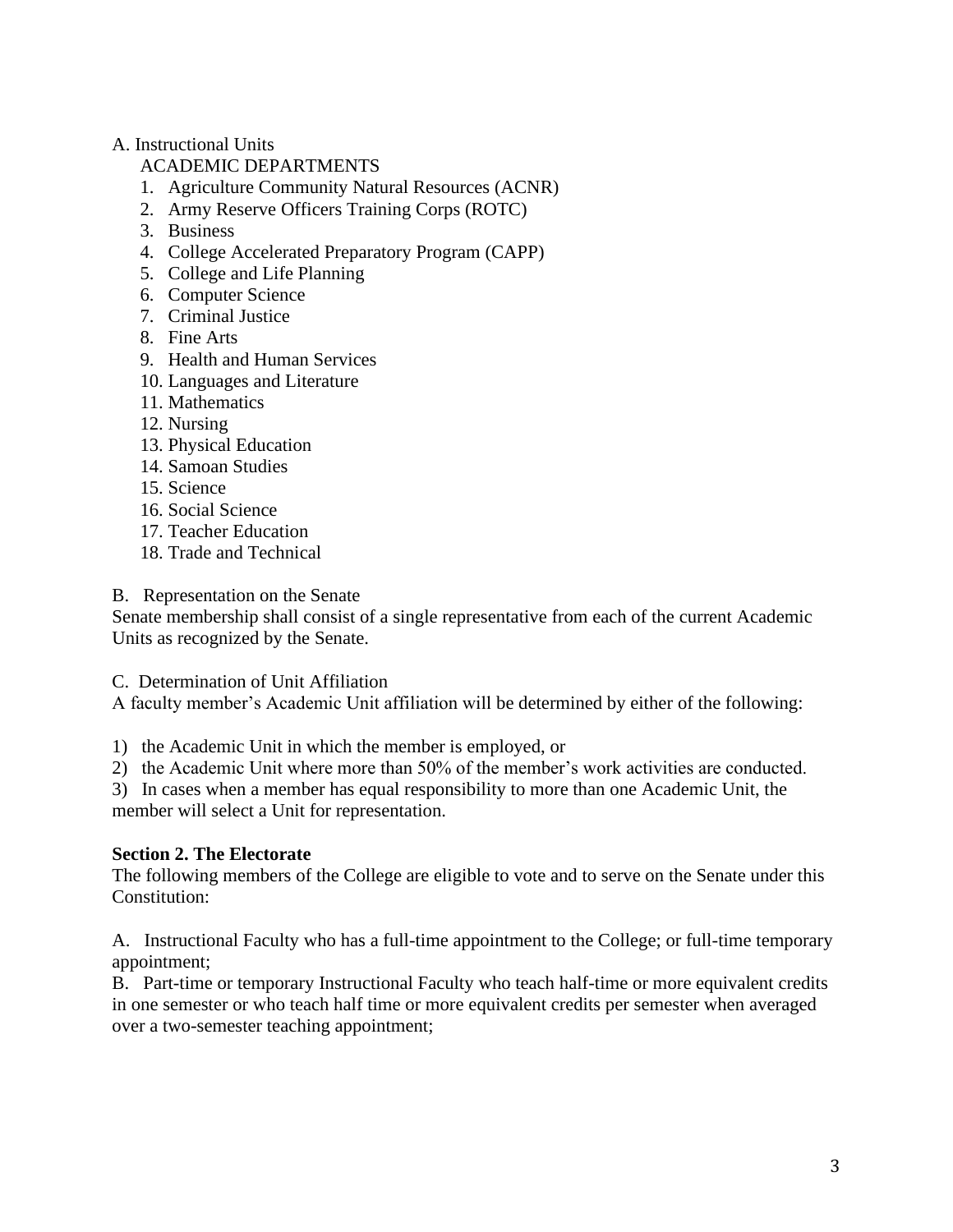A. Instructional Units

ACADEMIC DEPARTMENTS

1. Agriculture Community Natural Resources (ACNR)
2. Army Reserve Officers Training Corps (ROTC)
3. Business
4. College Accelerated Preparatory Program (CAPP)
5. College and Life Planning
6. Computer Science
7. Criminal Justice
8. Fine Arts
9. Health and Human Services
10. Languages and Literature
11. Mathematics
12. Nursing
13. Physical Education
14. Samoan Studies
15. Science
16. Social Science
17. Teacher Education
18. Trade and Technical

B. Representation on the Senate

Senate membership shall consist of a single representative from each of the current Academic Units as recognized by the Senate.

C. Determination of Unit Affiliation

A faculty member's Academic Unit affiliation will be determined by either of the following:

1) the Academic Unit in which the member is employed, or
2) the Academic Unit where more than 50% of the member's work activities are conducted.
3) In cases when a member has equal responsibility to more than one Academic Unit, the member will select a Unit for representation.

**Section 2. The Electorate**

The following members of the College are eligible to vote and to serve on the Senate under this Constitution:

A. Instructional Faculty who has a full-time appointment to the College; or full-time temporary appointment;

B. Part-time or temporary Instructional Faculty who teach half-time or more equivalent credits in one semester or who teach half time or more equivalent credits per semester when averaged over a two-semester teaching appointment;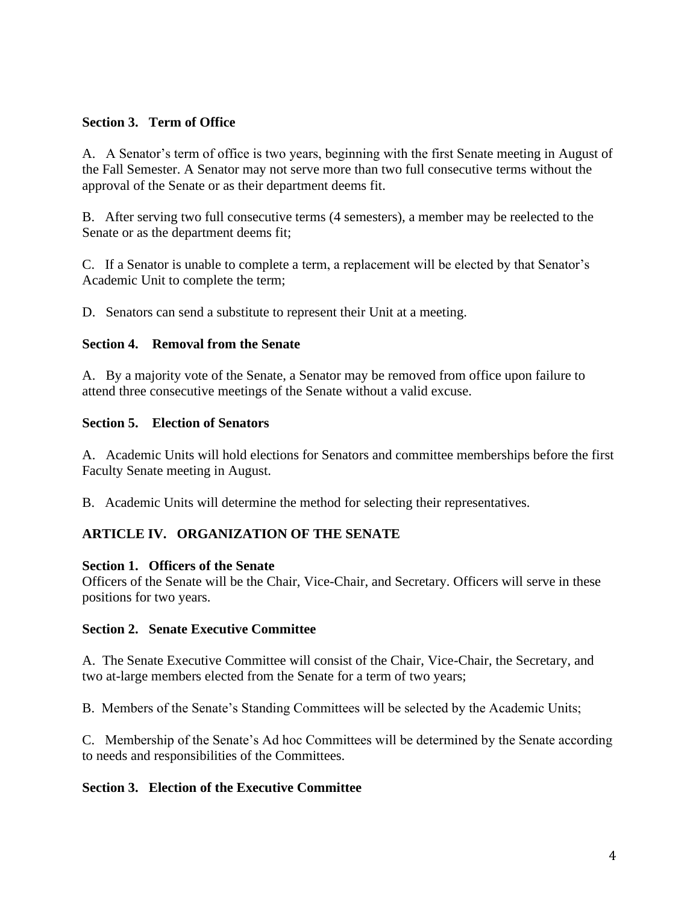### Section 3. Term of Office

A. A Senator's term of office is two years, beginning with the first Senate meeting in August of the Fall Semester. A Senator may not serve more than two full consecutive terms without the approval of the Senate or as their department deems fit.

B. After serving two full consecutive terms (4 semesters), a member may be reelected to the Senate or as the department deems fit;

C. If a Senator is unable to complete a term, a replacement will be elected by that Senator's Academic Unit to complete the term;

D. Senators can send a substitute to represent their Unit at a meeting.

### Section 4. Removal from the Senate

A. By a majority vote of the Senate, a Senator may be removed from office upon failure to attend three consecutive meetings of the Senate without a valid excuse.

### Section 5. Election of Senators

A. Academic Units will hold elections for Senators and committee memberships before the first Faculty Senate meeting in August.

B. Academic Units will determine the method for selecting their representatives.

## ARTICLE IV. ORGANIZATION OF THE SENATE

### Section 1. Officers of the Senate

Officers of the Senate will be the Chair, Vice-Chair, and Secretary. Officers will serve in these positions for two years.

### Section 2. Senate Executive Committee

A. The Senate Executive Committee will consist of the Chair, Vice-Chair, the Secretary, and two at-large members elected from the Senate for a term of two years;

B. Members of the Senate's Standing Committees will be selected by the Academic Units;

C. Membership of the Senate's Ad hoc Committees will be determined by the Senate according to needs and responsibilities of the Committees.

### Section 3. Election of the Executive Committee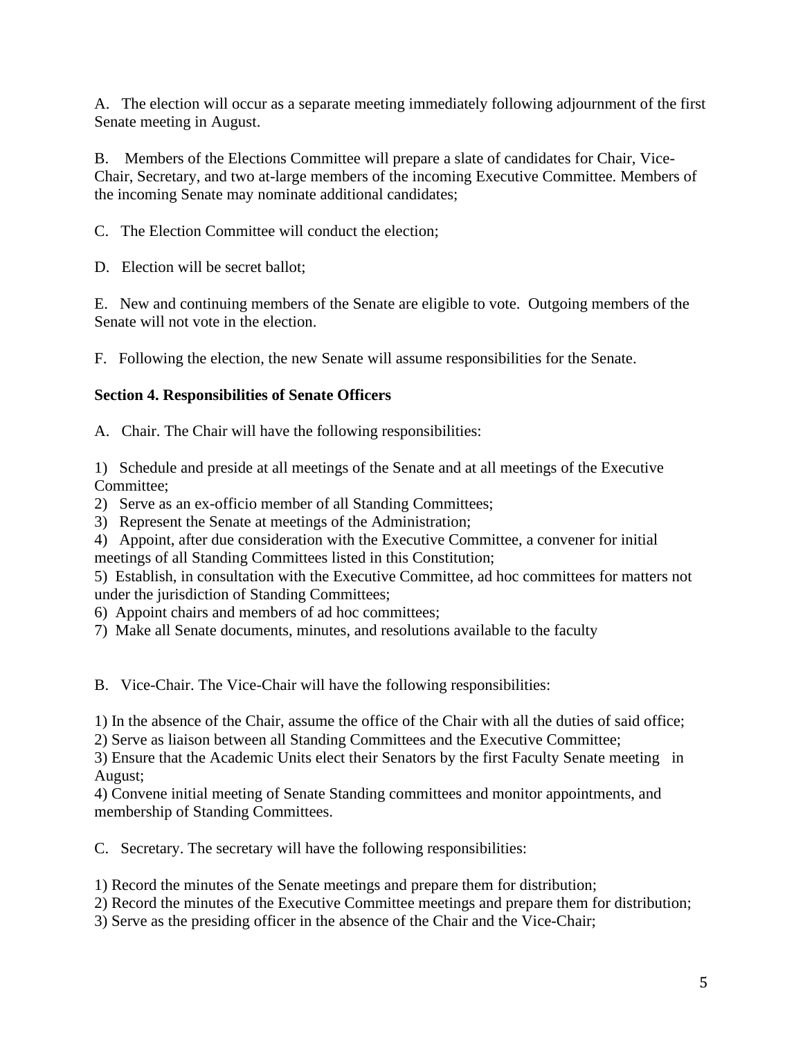A. The election will occur as a separate meeting immediately following adjournment of the first Senate meeting in August.

B. Members of the Elections Committee will prepare a slate of candidates for Chair, Vice-Chair, Secretary, and two at-large members of the incoming Executive Committee. Members of the incoming Senate may nominate additional candidates;

C. The Election Committee will conduct the election;

D. Election will be secret ballot;

E. New and continuing members of the Senate are eligible to vote. Outgoing members of the Senate will not vote in the election.

F. Following the election, the new Senate will assume responsibilities for the Senate.

**Section 4. Responsibilities of Senate Officers**

A. Chair. The Chair will have the following responsibilities:

1) Schedule and preside at all meetings of the Senate and at all meetings of the Executive Committee;
2) Serve as an ex-officio member of all Standing Committees;
3) Represent the Senate at meetings of the Administration;
4) Appoint, after due consideration with the Executive Committee, a convener for initial meetings of all Standing Committees listed in this Constitution;
5) Establish, in consultation with the Executive Committee, ad hoc committees for matters not under the jurisdiction of Standing Committees;
6) Appoint chairs and members of ad hoc committees;
7) Make all Senate documents, minutes, and resolutions available to the faculty

B. Vice-Chair. The Vice-Chair will have the following responsibilities:

1) In the absence of the Chair, assume the office of the Chair with all the duties of said office;
2) Serve as liaison between all Standing Committees and the Executive Committee;
3) Ensure that the Academic Units elect their Senators by the first Faculty Senate meeting in August;
4) Convene initial meeting of Senate Standing committees and monitor appointments, and membership of Standing Committees.

C. Secretary. The secretary will have the following responsibilities:

1) Record the minutes of the Senate meetings and prepare them for distribution;
2) Record the minutes of the Executive Committee meetings and prepare them for distribution;
3) Serve as the presiding officer in the absence of the Chair and the Vice-Chair;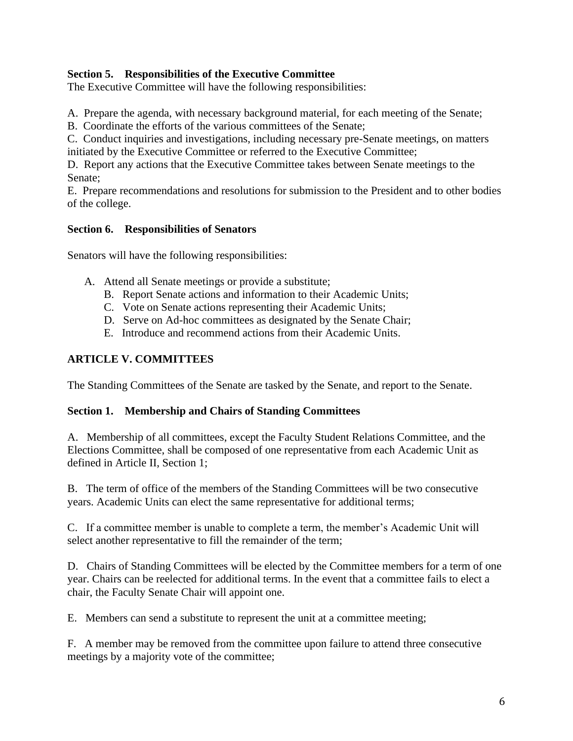**Section 5. Responsibilities of the Executive Committee**

The Executive Committee will have the following responsibilities:

A. Prepare the agenda, with necessary background material, for each meeting of the Senate;
B. Coordinate the efforts of the various committees of the Senate;
C. Conduct inquiries and investigations, including necessary pre-Senate meetings, on matters initiated by the Executive Committee or referred to the Executive Committee;
D. Report any actions that the Executive Committee takes between Senate meetings to the Senate;
E. Prepare recommendations and resolutions for submission to the President and to other bodies of the college.

**Section 6. Responsibilities of Senators**

Senators will have the following responsibilities:

A. Attend all Senate meetings or provide a substitute;
B. Report Senate actions and information to their Academic Units;
C. Vote on Senate actions representing their Academic Units;
D. Serve on Ad-hoc committees as designated by the Senate Chair;
E. Introduce and recommend actions from their Academic Units.

## ARTICLE V. COMMITTEES

The Standing Committees of the Senate are tasked by the Senate, and report to the Senate.

**Section 1. Membership and Chairs of Standing Committees**

A. Membership of all committees, except the Faculty Student Relations Committee, and the Elections Committee, shall be composed of one representative from each Academic Unit as defined in Article II, Section 1;

B. The term of office of the members of the Standing Committees will be two consecutive years. Academic Units can elect the same representative for additional terms;

C. If a committee member is unable to complete a term, the member's Academic Unit will select another representative to fill the remainder of the term;

D. Chairs of Standing Committees will be elected by the Committee members for a term of one year. Chairs can be reelected for additional terms. In the event that a committee fails to elect a chair, the Faculty Senate Chair will appoint one.

E. Members can send a substitute to represent the unit at a committee meeting;

F. A member may be removed from the committee upon failure to attend three consecutive meetings by a majority vote of the committee;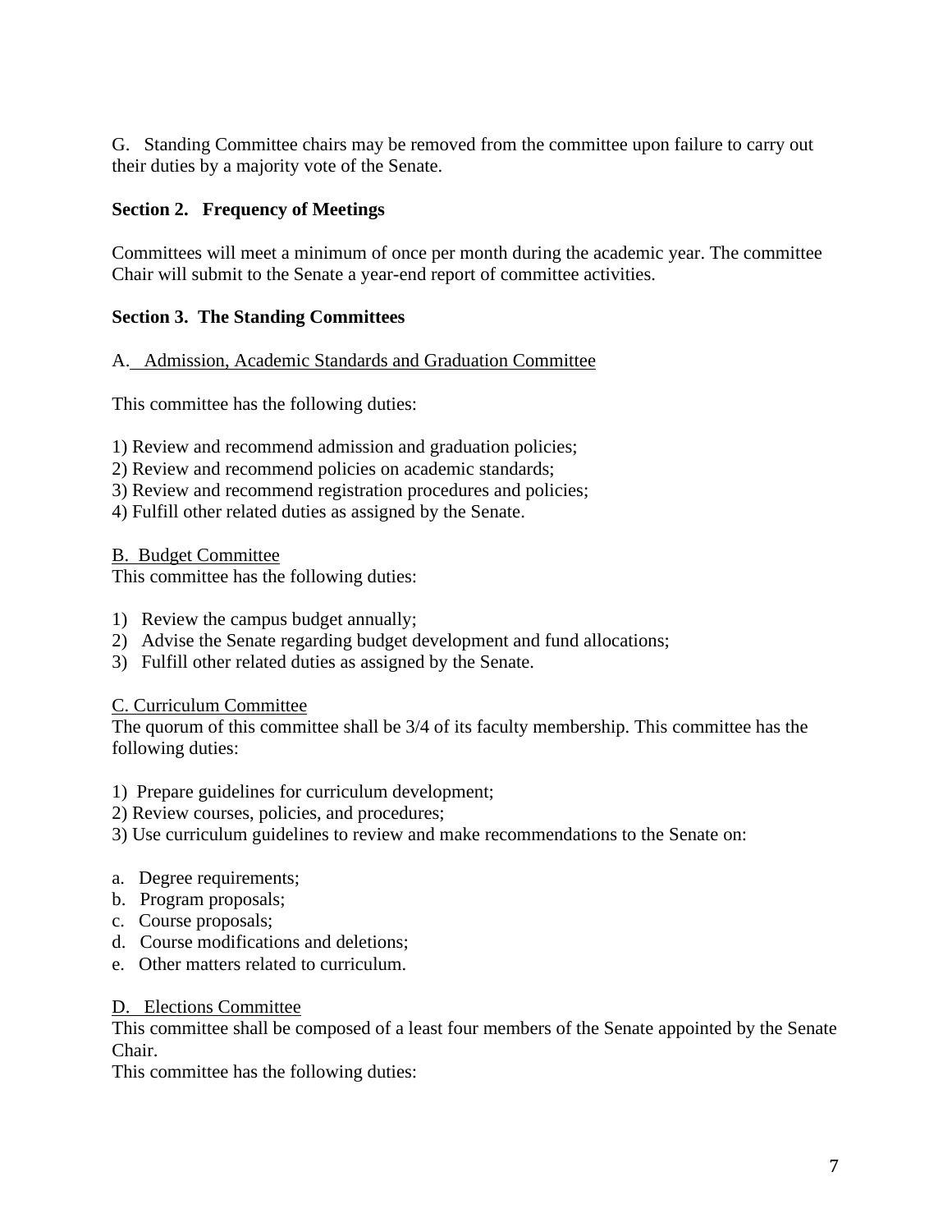G. Standing Committee chairs may be removed from the committee upon failure to carry out their duties by a majority vote of the Senate.

### Section 2. Frequency of Meetings

Committees will meet a minimum of once per month during the academic year. The committee Chair will submit to the Senate a year-end report of committee activities.

### Section 3. The Standing Committees

A. Admission, Academic Standards and Graduation Committee

This committee has the following duties:

1) Review and recommend admission and graduation policies;
2) Review and recommend policies on academic standards;
3) Review and recommend registration procedures and policies;
4) Fulfill other related duties as assigned by the Senate.

B. Budget Committee

This committee has the following duties:

1) Review the campus budget annually;
2) Advise the Senate regarding budget development and fund allocations;
3) Fulfill other related duties as assigned by the Senate.

C. Curriculum Committee

The quorum of this committee shall be 3/4 of its faculty membership. This committee has the following duties:

1) Prepare guidelines for curriculum development;
2) Review courses, policies, and procedures;
3) Use curriculum guidelines to review and make recommendations to the Senate on:

a. Degree requirements;
b. Program proposals;
c. Course proposals;
d. Course modifications and deletions;
e. Other matters related to curriculum.

D. Elections Committee

This committee shall be composed of a least four members of the Senate appointed by the Senate Chair.

This committee has the following duties: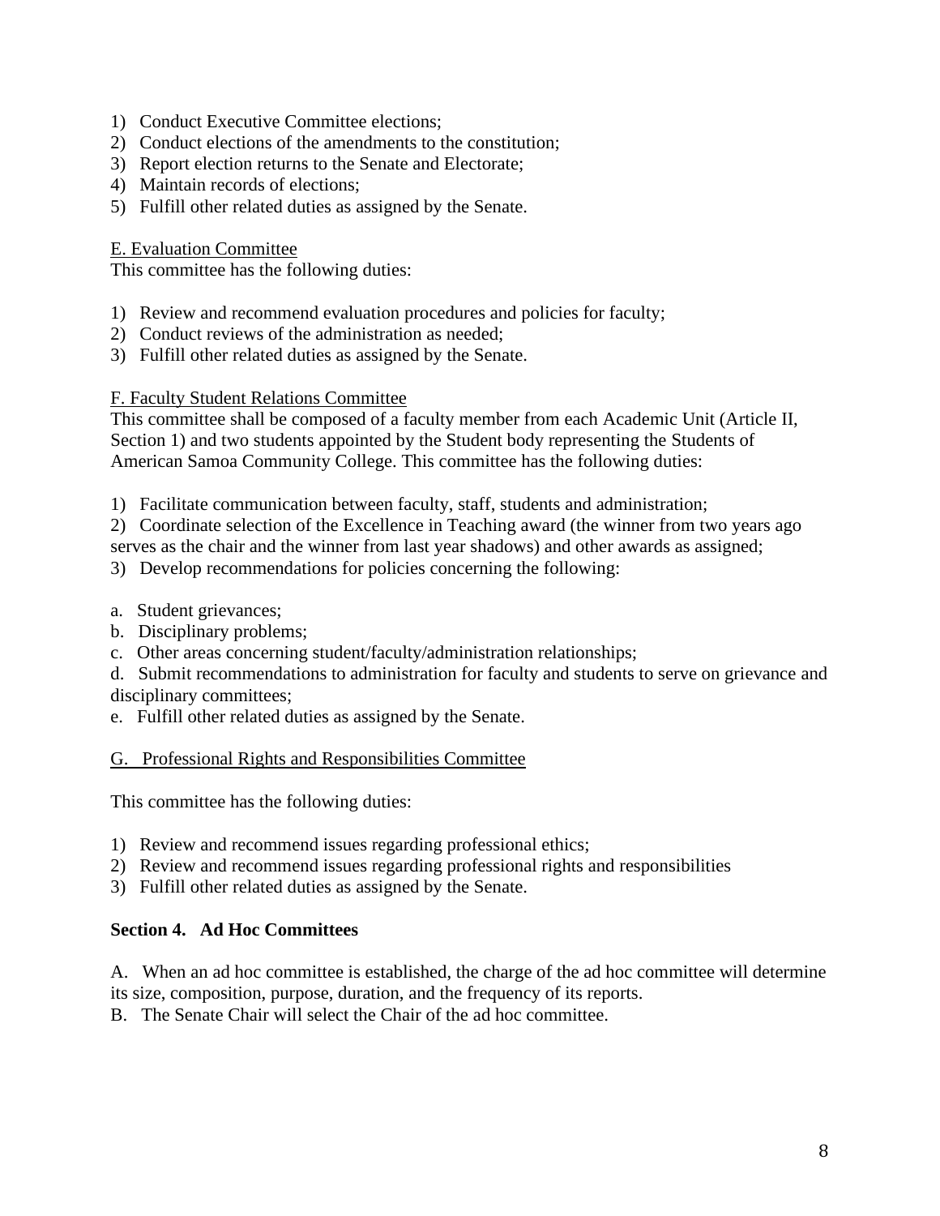1) Conduct Executive Committee elections;
2) Conduct elections of the amendments to the constitution;
3) Report election returns to the Senate and Electorate;
4) Maintain records of elections;
5) Fulfill other related duties as assigned by the Senate.

<u>E. Evaluation Committee</u>

This committee has the following duties:

1) Review and recommend evaluation procedures and policies for faculty;
2) Conduct reviews of the administration as needed;
3) Fulfill other related duties as assigned by the Senate.

<u>F. Faculty Student Relations Committee</u>

This committee shall be composed of a faculty member from each Academic Unit (Article II, Section 1) and two students appointed by the Student body representing the Students of American Samoa Community College. This committee has the following duties:

1) Facilitate communication between faculty, staff, students and administration;
2) Coordinate selection of the Excellence in Teaching award (the winner from two years ago serves as the chair and the winner from last year shadows) and other awards as assigned;
3) Develop recommendations for policies concerning the following:

a. Student grievances;
b. Disciplinary problems;
c. Other areas concerning student/faculty/administration relationships;
d. Submit recommendations to administration for faculty and students to serve on grievance and disciplinary committees;
e. Fulfill other related duties as assigned by the Senate.

<u>G. Professional Rights and Responsibilities Committee</u>

This committee has the following duties:

1) Review and recommend issues regarding professional ethics;
2) Review and recommend issues regarding professional rights and responsibilities
3) Fulfill other related duties as assigned by the Senate.

**Section 4. Ad Hoc Committees**

A. When an ad hoc committee is established, the charge of the ad hoc committee will determine its size, composition, purpose, duration, and the frequency of its reports.

B. The Senate Chair will select the Chair of the ad hoc committee.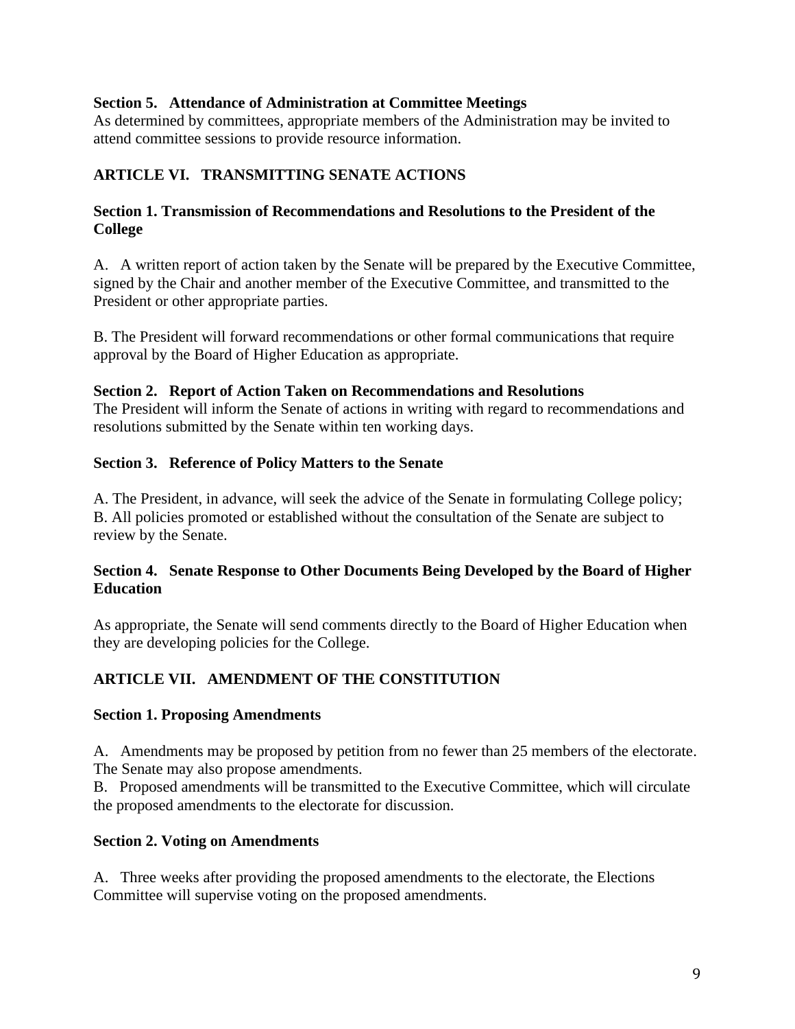**Section 5. Attendance of Administration at Committee Meetings**
As determined by committees, appropriate members of the Administration may be invited to attend committee sessions to provide resource information.

## ARTICLE VI. TRANSMITTING SENATE ACTIONS

**Section 1. Transmission of Recommendations and Resolutions to the President of the College**

A. A written report of action taken by the Senate will be prepared by the Executive Committee, signed by the Chair and another member of the Executive Committee, and transmitted to the President or other appropriate parties.

B. The President will forward recommendations or other formal communications that require approval by the Board of Higher Education as appropriate.

**Section 2. Report of Action Taken on Recommendations and Resolutions**
The President will inform the Senate of actions in writing with regard to recommendations and resolutions submitted by the Senate within ten working days.

**Section 3. Reference of Policy Matters to the Senate**

A. The President, in advance, will seek the advice of the Senate in formulating College policy;
B. All policies promoted or established without the consultation of the Senate are subject to review by the Senate.

**Section 4. Senate Response to Other Documents Being Developed by the Board of Higher Education**

As appropriate, the Senate will send comments directly to the Board of Higher Education when they are developing policies for the College.

## ARTICLE VII. AMENDMENT OF THE CONSTITUTION

**Section 1. Proposing Amendments**

A. Amendments may be proposed by petition from no fewer than 25 members of the electorate. The Senate may also propose amendments.
B. Proposed amendments will be transmitted to the Executive Committee, which will circulate the proposed amendments to the electorate for discussion.

**Section 2. Voting on Amendments**

A. Three weeks after providing the proposed amendments to the electorate, the Elections Committee will supervise voting on the proposed amendments.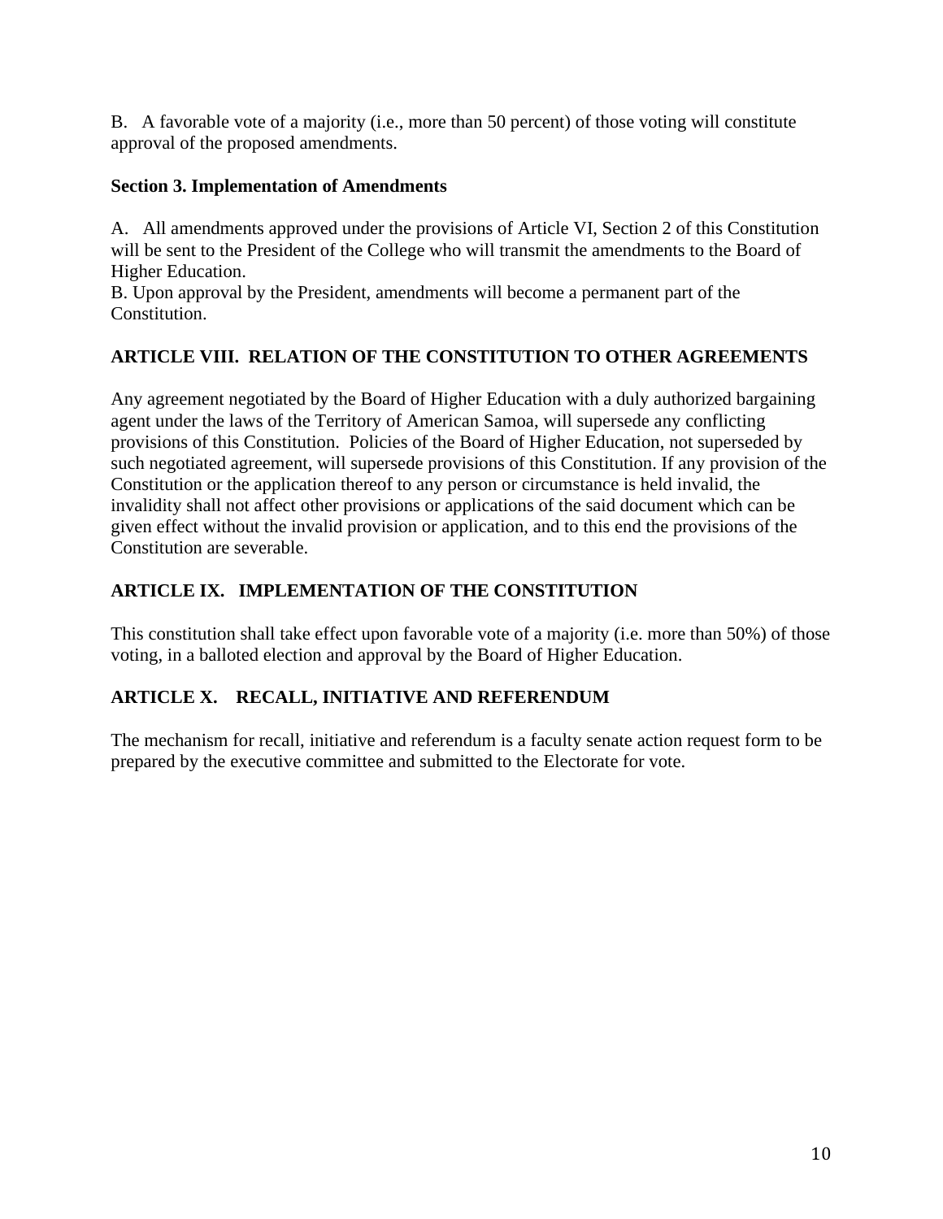B. A favorable vote of a majority (i.e., more than 50 percent) of those voting will constitute approval of the proposed amendments.

**Section 3. Implementation of Amendments**

A. All amendments approved under the provisions of Article VI, Section 2 of this Constitution will be sent to the President of the College who will transmit the amendments to the Board of Higher Education.
B. Upon approval by the President, amendments will become a permanent part of the Constitution.

## ARTICLE VIII. RELATION OF THE CONSTITUTION TO OTHER AGREEMENTS

Any agreement negotiated by the Board of Higher Education with a duly authorized bargaining agent under the laws of the Territory of American Samoa, will supersede any conflicting provisions of this Constitution. Policies of the Board of Higher Education, not superseded by such negotiated agreement, will supersede provisions of this Constitution. If any provision of the Constitution or the application thereof to any person or circumstance is held invalid, the invalidity shall not affect other provisions or applications of the said document which can be given effect without the invalid provision or application, and to this end the provisions of the Constitution are severable.

## ARTICLE IX. IMPLEMENTATION OF THE CONSTITUTION

This constitution shall take effect upon favorable vote of a majority (i.e. more than 50%) of those voting, in a balloted election and approval by the Board of Higher Education.

## ARTICLE X. RECALL, INITIATIVE AND REFERENDUM

The mechanism for recall, initiative and referendum is a faculty senate action request form to be prepared by the executive committee and submitted to the Electorate for vote.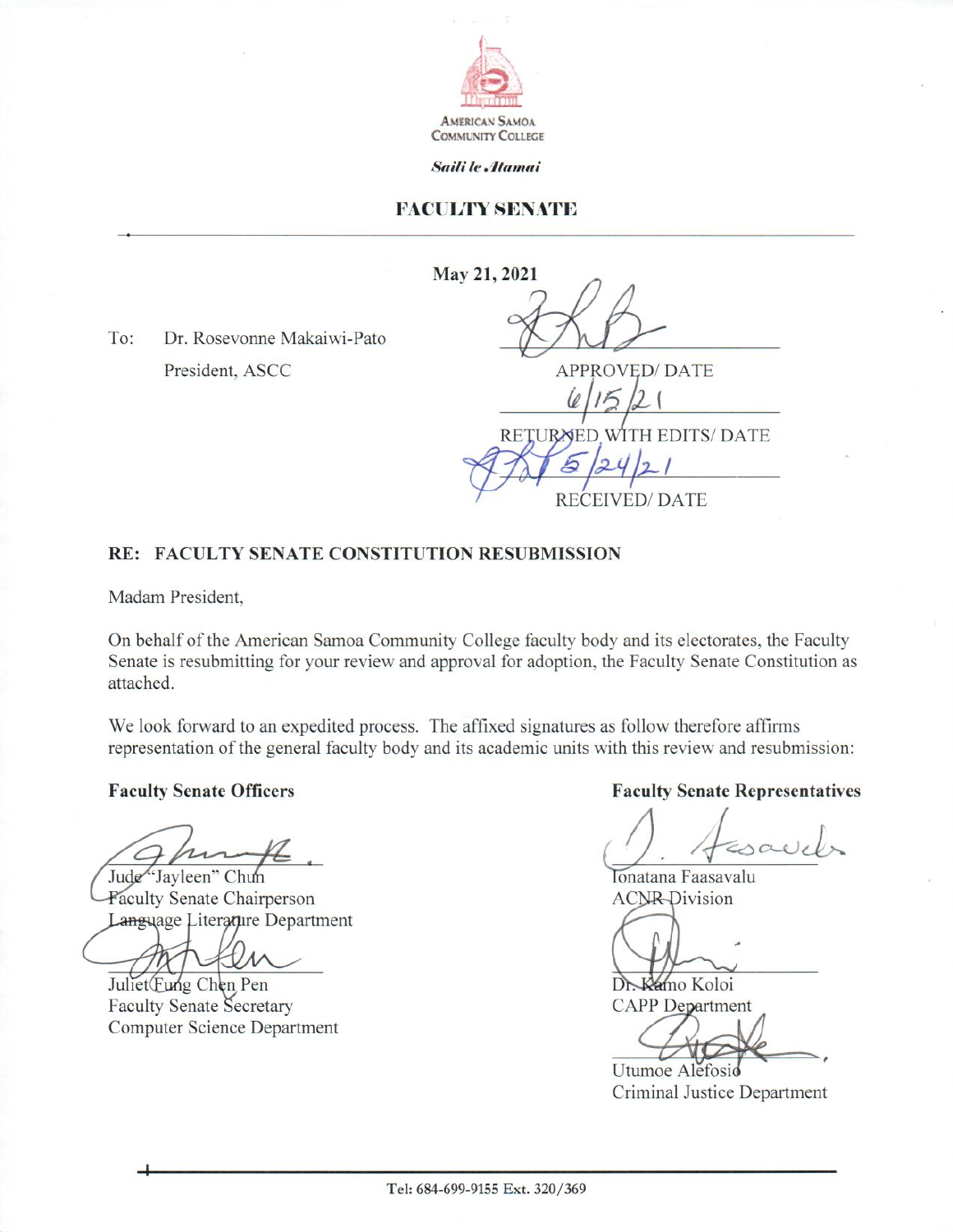AMERICAN SAMOA COMMUNITY COLLEGE

*Saili le Atamai*

**FACULTY SENATE**

**May 21, 2021**

To: Dr. Rosevonne Makaiwi-Pato
President, ASCC

APPROVED/ DATE

6/15/21

RETURNED WITH EDITS/ DATE

5/24/21

RECEIVED/ DATE

**RE: FACULTY SENATE CONSTITUTION RESUBMISSION**

Madam President,

On behalf of the American Samoa Community College faculty body and its electorates, the Faculty Senate is resubmitting for your review and approval for adoption, the Faculty Senate Constitution as attached.

We look forward to an expedited process. The affixed signatures as follow therefore affirms representation of the general faculty body and its academic units with this review and resubmission:

**Faculty Senate Officers**

Jude "Jayleen" Chun
Faculty Senate Chairperson
Language Literature Department

Juliet Fung Chen Pen
Faculty Senate Secretary
Computer Science Department

**Faculty Senate Representatives**

Ionatana Faasavalu
ACNR Division

Dr. Kamo Koloi
CAPP Department

Utumoe Alefosio
Criminal Justice Department

Tel: 684-699-9155 Ext. 320/369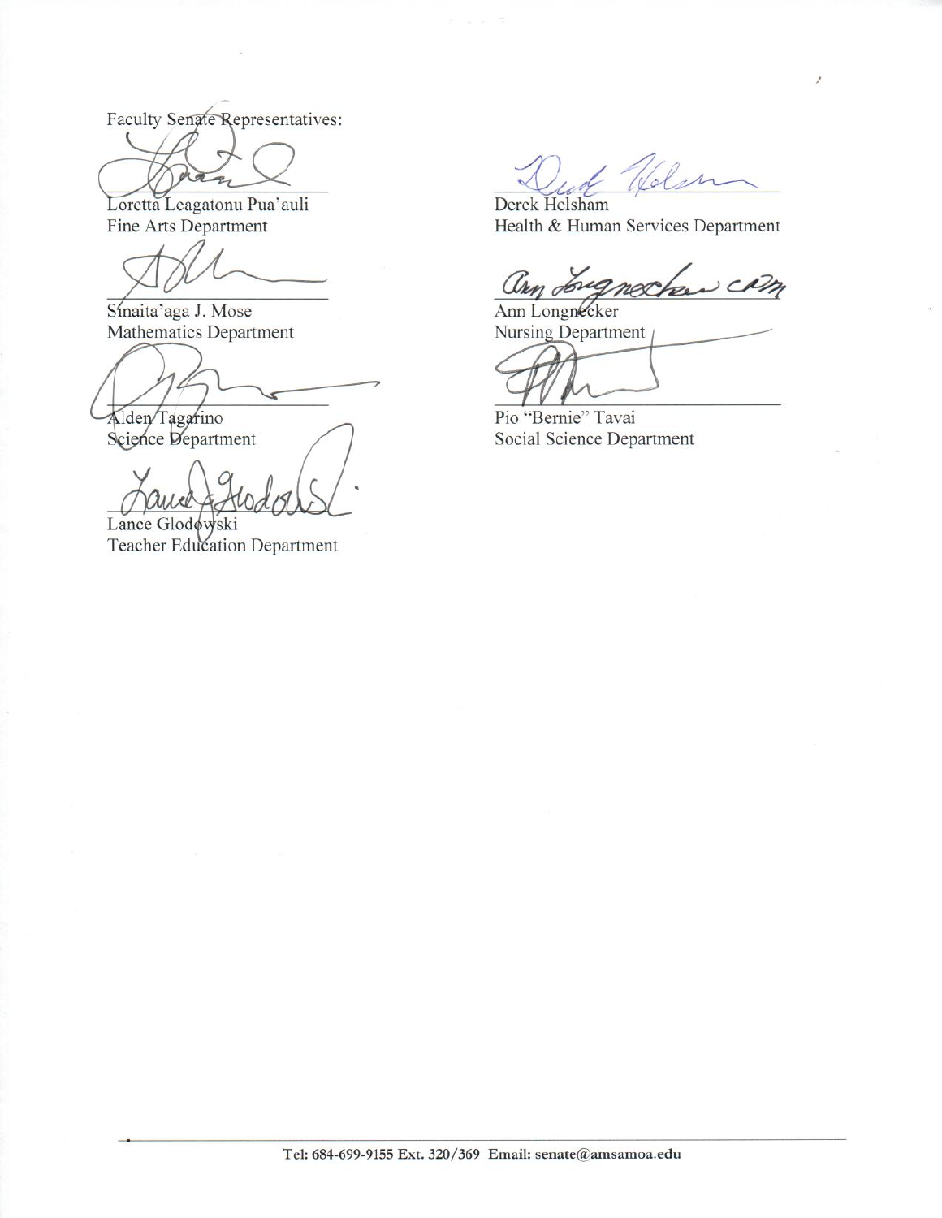Faculty Senate Representatives:

Loretta Leagatonu Pua'auli
Fine Arts Department

Sinaita'aga J. Mose
Mathematics Department

Alden Tagarino
Science Department

Lance Glodowski
Teacher Education Department

Derek Helsham
Health & Human Services Department

Ann Longnecker
Nursing Department

Pio "Bernie" Tavai
Social Science Department

Tel: 684-699-9155 Ext. 320/369 Email: senate@amsamoa.edu